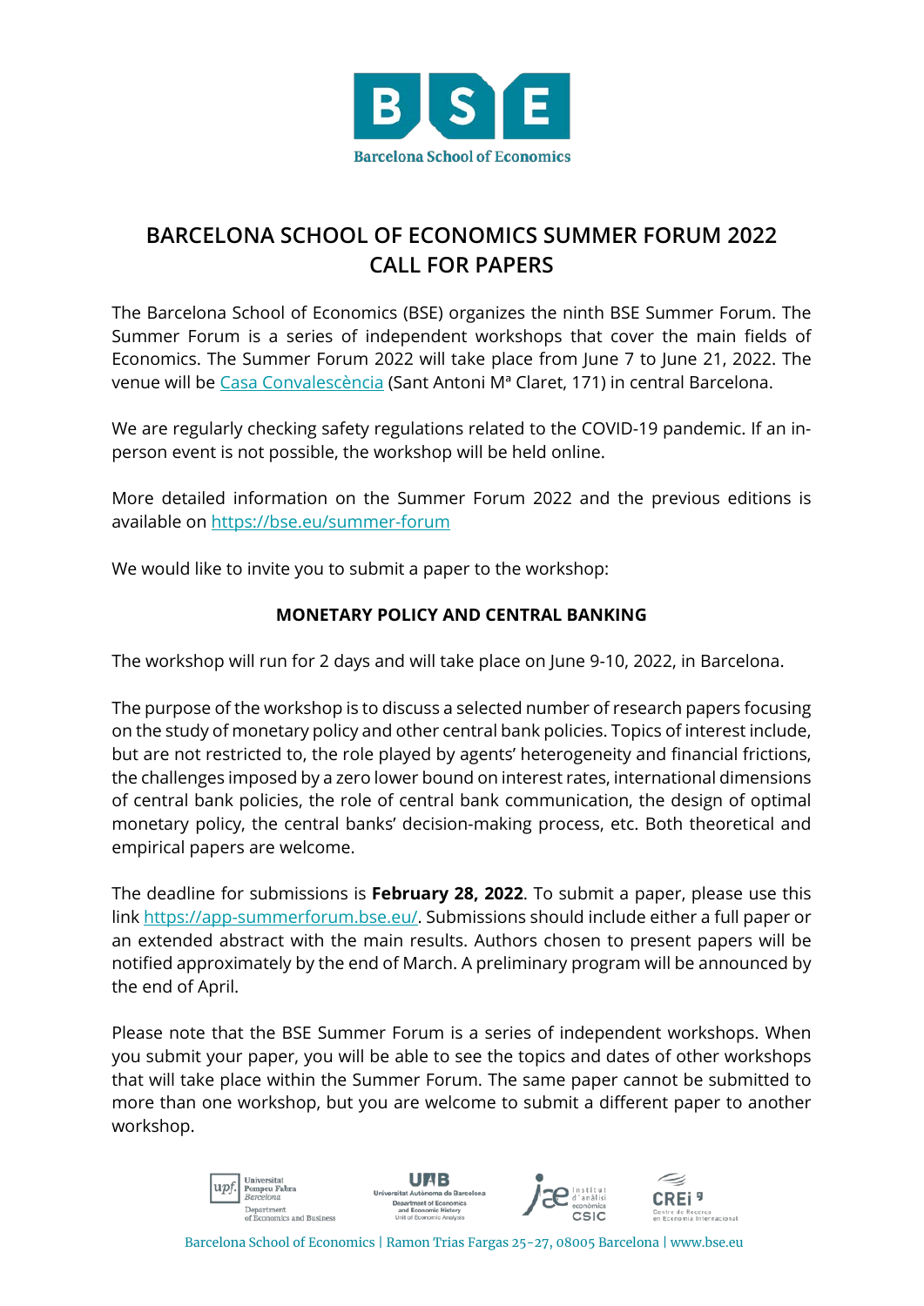# BARCELONA SCHOOL OF ECONOMICS SUMMER FORUM 2022
# CALL FOR PAPERS

The Barcelona School of Economics (BSE) organizes the ninth BSE Summer Forum. The Summer Forum is a series of independent workshops that cover the main fields of Economics. The Summer Forum 2022 will take place from June 7 to June 21, 2022. The venue will be Casa Convalescència (Sant Antoni Mª Claret, 171) in central Barcelona.

We are regularly checking safety regulations related to the COVID-19 pandemic. If an in-person event is not possible, the workshop will be held online.

More detailed information on the Summer Forum 2022 and the previous editions is available on https://bse.eu/summer-forum

We would like to invite you to submit a paper to the workshop:

**MONETARY POLICY AND CENTRAL BANKING**

The workshop will run for 2 days and will take place on June 9-10, 2022, in Barcelona.

The purpose of the workshop is to discuss a selected number of research papers focusing on the study of monetary policy and other central bank policies. Topics of interest include, but are not restricted to, the role played by agents' heterogeneity and financial frictions, the challenges imposed by a zero lower bound on interest rates, international dimensions of central bank policies, the role of central bank communication, the design of optimal monetary policy, the central banks' decision-making process, etc. Both theoretical and empirical papers are welcome.

The deadline for submissions is **February 28, 2022**. To submit a paper, please use this link https://app-summerforum.bse.eu/. Submissions should include either a full paper or an extended abstract with the main results. Authors chosen to present papers will be notified approximately by the end of March. A preliminary program will be announced by the end of April.

Please note that the BSE Summer Forum is a series of independent workshops. When you submit your paper, you will be able to see the topics and dates of other workshops that will take place within the Summer Forum. The same paper cannot be submitted to more than one workshop, but you are welcome to submit a different paper to another workshop.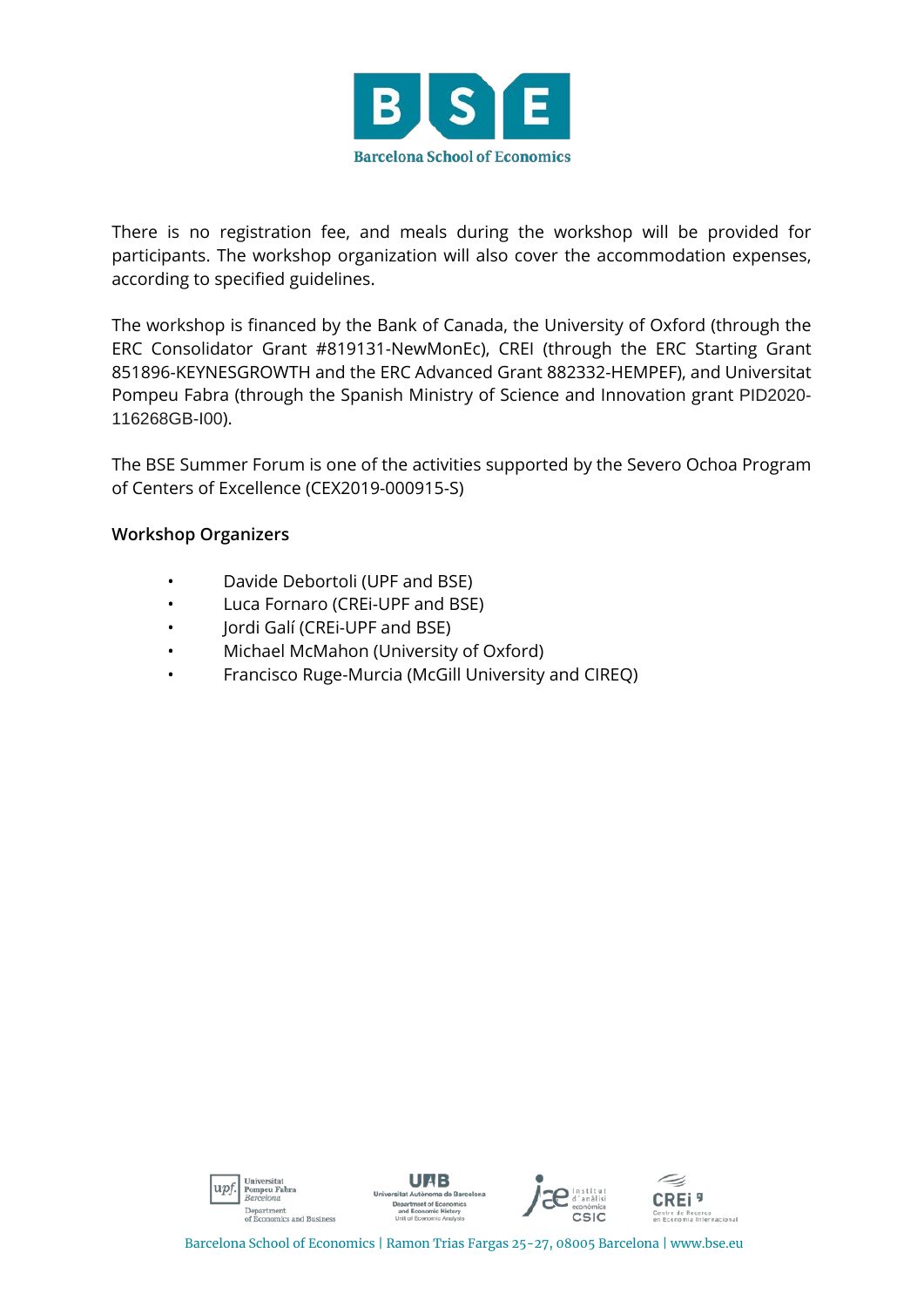There is no registration fee, and meals during the workshop will be provided for participants. The workshop organization will also cover the accommodation expenses, according to specified guidelines.

The workshop is financed by the Bank of Canada, the University of Oxford (through the ERC Consolidator Grant #819131-NewMonEc), CREI (through the ERC Starting Grant 851896-KEYNESGROWTH and the ERC Advanced Grant 882332-HEMPEF), and Universitat Pompeu Fabra (through the Spanish Ministry of Science and Innovation grant PID2020-116268GB-I00).

The BSE Summer Forum is one of the activities supported by the Severo Ochoa Program of Centers of Excellence (CEX2019-000915-S)

**Workshop Organizers**

- Davide Debortoli (UPF and BSE)
- Luca Fornaro (CREi-UPF and BSE)
- Jordi Galí (CREi-UPF and BSE)
- Michael McMahon (University of Oxford)
- Francisco Ruge-Murcia (McGill University and CIREQ)